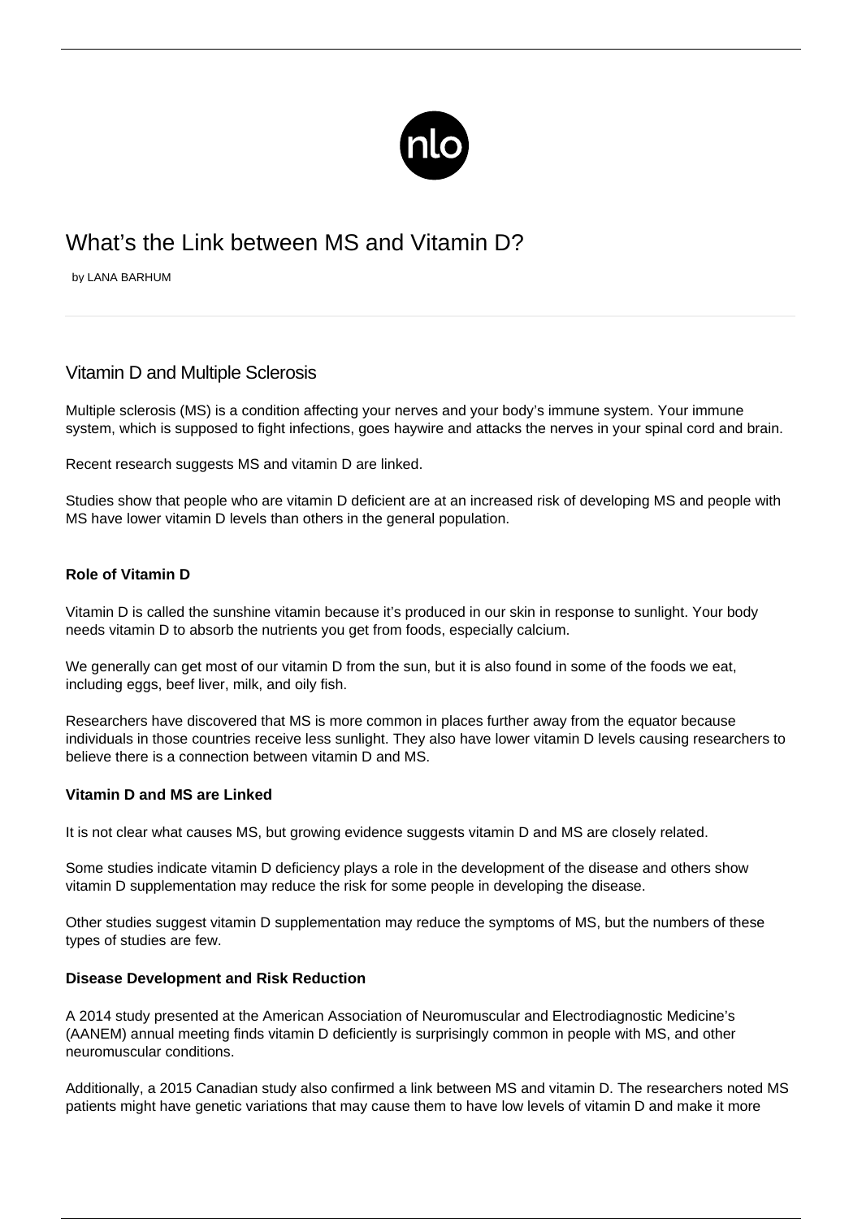# What's the Link between MS and Vitamin D?

by LANA BARHUM

## Vitamin D and Multiple Sclerosis

Multiple sclerosis (MS) is a condition affecting your nerves and your body's immune system. Your immune system, which is supposed to fight infections, goes haywire and attacks the nerves in your spinal cord and brain.

Recent research suggests MS and vitamin D are linked.

Studies show that people who are vitamin D deficient are at an increased risk of developing MS and people with MS have lower vitamin D levels than others in the general population.

### Role of Vitamin D

Vitamin D is called the sunshine vitamin because it's produced in our skin in response to sunlight. Your body needs vitamin D to absorb the nutrients you get from foods, especially calcium.

We generally can get most of our vitamin D from the sun, but it is also found in some of the foods we eat, including eggs, beef liver, milk, and oily fish.

Researchers have discovered that MS is more common in places further away from the equator because individuals in those countries receive less sunlight. They also have lower vitamin D levels causing researchers to believe there is a connection between vitamin D and MS.

### Vitamin D and MS are Linked

It is not clear what causes MS, but growing evidence suggests vitamin D and MS are closely related.

Some studies indicate vitamin D deficiency plays a role in the development of the disease and others show vitamin D supplementation may reduce the risk for some people in developing the disease.

Other studies suggest vitamin D supplementation may reduce the symptoms of MS, but the numbers of these types of studies are few.

### Disease Development and Risk Reduction

A 2014 study presented at the American Association of Neuromuscular and Electrodiagnostic Medicine's (AANEM) annual meeting finds vitamin D deficiently is surprisingly common in people with MS, and other neuromuscular conditions.

Additionally, a 2015 Canadian study also confirmed a link between MS and vitamin D. The researchers noted MS patients might have genetic variations that may cause them to have low levels of vitamin D and make it more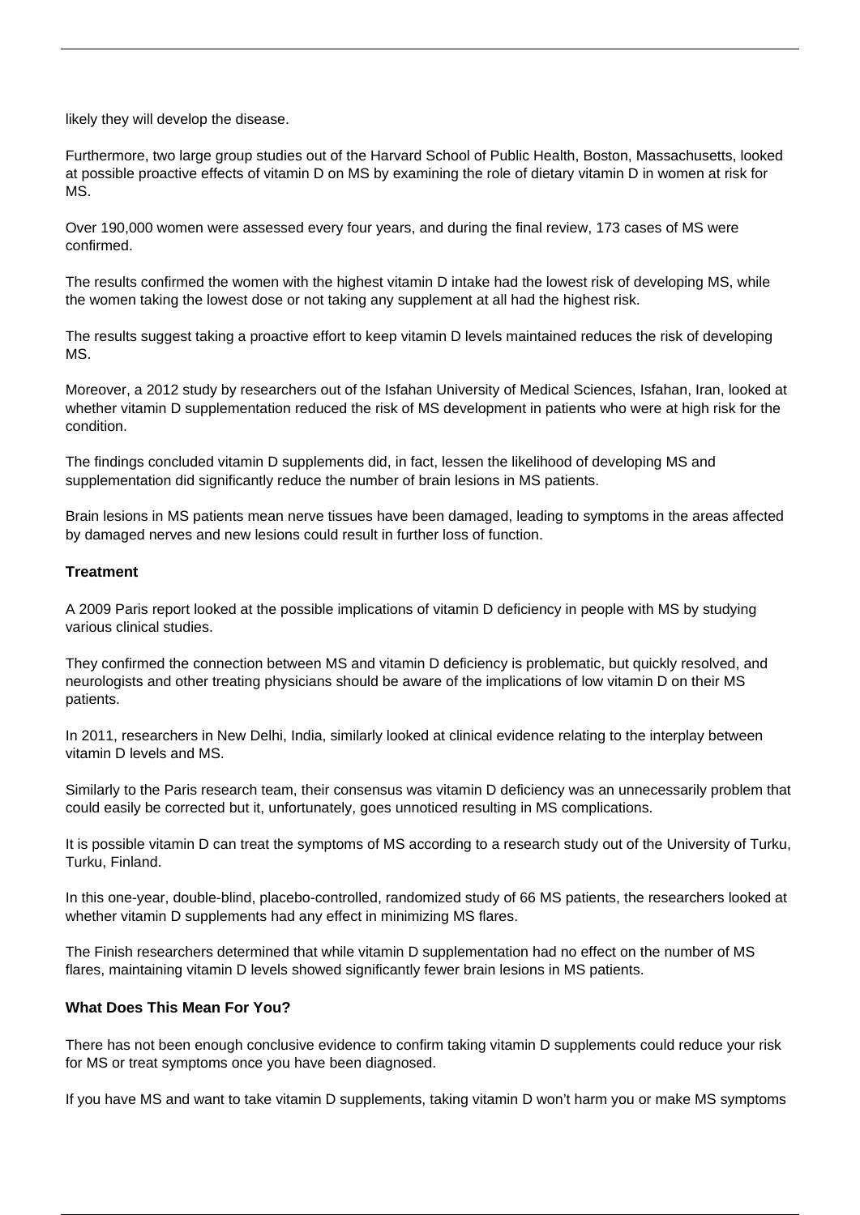likely they will develop the disease.

Furthermore, two large group studies out of the Harvard School of Public Health, Boston, Massachusetts, looked at possible proactive effects of vitamin D on MS by examining the role of dietary vitamin D in women at risk for MS.

Over 190,000 women were assessed every four years, and during the final review, 173 cases of MS were confirmed.

The results confirmed the women with the highest vitamin D intake had the lowest risk of developing MS, while the women taking the lowest dose or not taking any supplement at all had the highest risk.

The results suggest taking a proactive effort to keep vitamin D levels maintained reduces the risk of developing MS.

Moreover, a 2012 study by researchers out of the Isfahan University of Medical Sciences, Isfahan, Iran, looked at whether vitamin D supplementation reduced the risk of MS development in patients who were at high risk for the condition.

The findings concluded vitamin D supplements did, in fact, lessen the likelihood of developing MS and supplementation did significantly reduce the number of brain lesions in MS patients.

Brain lesions in MS patients mean nerve tissues have been damaged, leading to symptoms in the areas affected by damaged nerves and new lesions could result in further loss of function.

**Treatment**

A 2009 Paris report looked at the possible implications of vitamin D deficiency in people with MS by studying various clinical studies.

They confirmed the connection between MS and vitamin D deficiency is problematic, but quickly resolved, and neurologists and other treating physicians should be aware of the implications of low vitamin D on their MS patients.

In 2011, researchers in New Delhi, India, similarly looked at clinical evidence relating to the interplay between vitamin D levels and MS.

Similarly to the Paris research team, their consensus was vitamin D deficiency was an unnecessarily problem that could easily be corrected but it, unfortunately, goes unnoticed resulting in MS complications.

It is possible vitamin D can treat the symptoms of MS according to a research study out of the University of Turku, Turku, Finland.

In this one-year, double-blind, placebo-controlled, randomized study of 66 MS patients, the researchers looked at whether vitamin D supplements had any effect in minimizing MS flares.

The Finish researchers determined that while vitamin D supplementation had no effect on the number of MS flares, maintaining vitamin D levels showed significantly fewer brain lesions in MS patients.

**What Does This Mean For You?**

There has not been enough conclusive evidence to confirm taking vitamin D supplements could reduce your risk for MS or treat symptoms once you have been diagnosed.

If you have MS and want to take vitamin D supplements, taking vitamin D won't harm you or make MS symptoms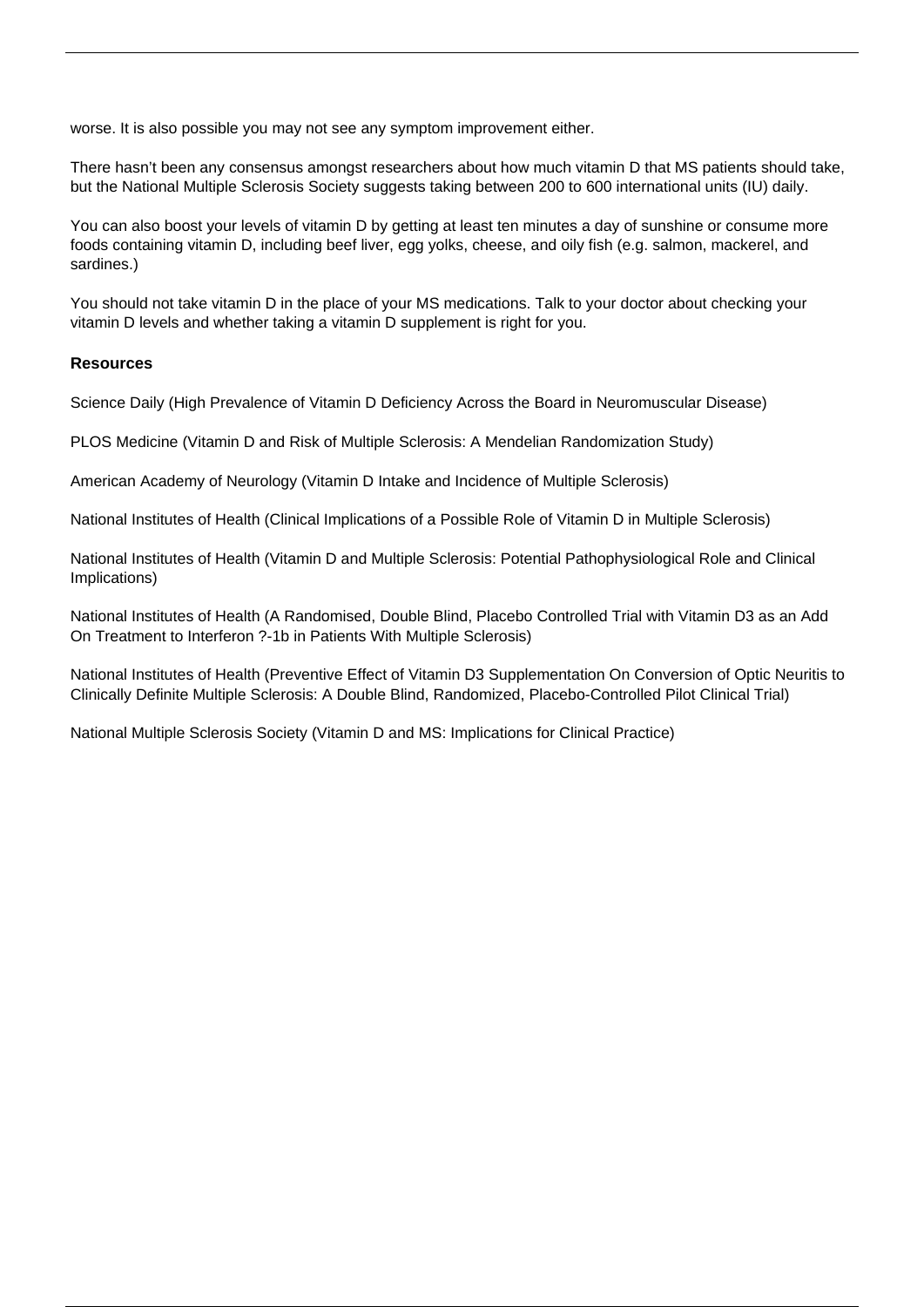worse. It is also possible you may not see any symptom improvement either.

There hasn't been any consensus amongst researchers about how much vitamin D that MS patients should take, but the National Multiple Sclerosis Society suggests taking between 200 to 600 international units (IU) daily.

You can also boost your levels of vitamin D by getting at least ten minutes a day of sunshine or consume more foods containing vitamin D, including beef liver, egg yolks, cheese, and oily fish (e.g. salmon, mackerel, and sardines.)

You should not take vitamin D in the place of your MS medications. Talk to your doctor about checking your vitamin D levels and whether taking a vitamin D supplement is right for you.

**Resources**

Science Daily (High Prevalence of Vitamin D Deficiency Across the Board in Neuromuscular Disease)

PLOS Medicine (Vitamin D and Risk of Multiple Sclerosis: A Mendelian Randomization Study)

American Academy of Neurology (Vitamin D Intake and Incidence of Multiple Sclerosis)

National Institutes of Health (Clinical Implications of a Possible Role of Vitamin D in Multiple Sclerosis)

National Institutes of Health (Vitamin D and Multiple Sclerosis: Potential Pathophysiological Role and Clinical Implications)

National Institutes of Health (A Randomised, Double Blind, Placebo Controlled Trial with Vitamin D3 as an Add On Treatment to Interferon ?-1b in Patients With Multiple Sclerosis)

National Institutes of Health (Preventive Effect of Vitamin D3 Supplementation On Conversion of Optic Neuritis to Clinically Definite Multiple Sclerosis: A Double Blind, Randomized, Placebo-Controlled Pilot Clinical Trial)

National Multiple Sclerosis Society (Vitamin D and MS: Implications for Clinical Practice)